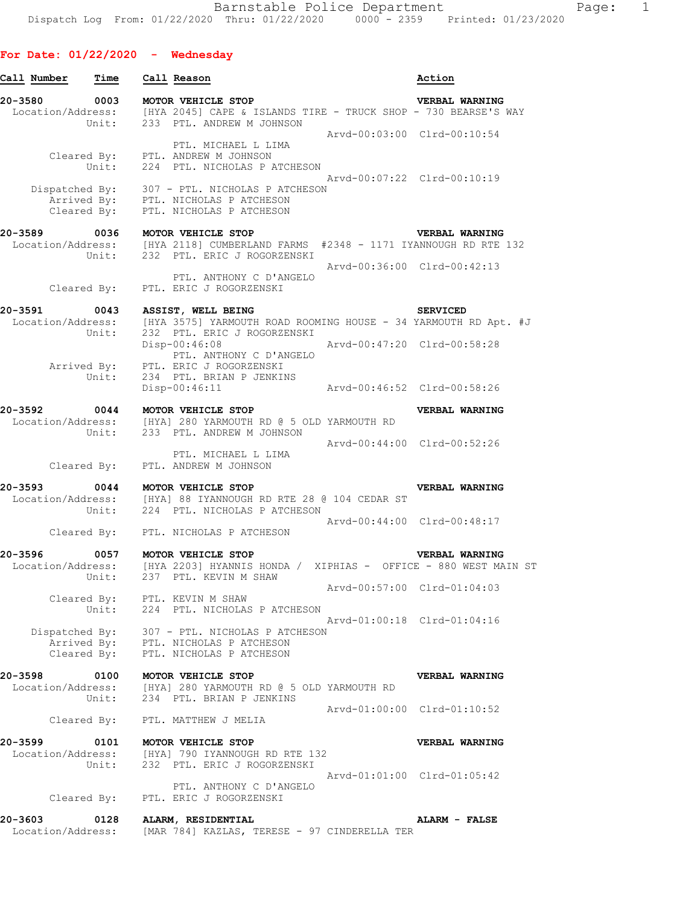Barnstable Police Department
Dispatch Log From: 01/22/2020 Thru: 01/22/2020 0000 - 2359 Printed: 01/23/2020

## For Date: 01/22/2020 - Wednesday

**Call Number** **Time** **Call Reason** **Action**

**20-3580 0003 MOTOR VEHICLE STOP** **VERBAL WARNING**
Location/Address: [HYA 2045] CAPE & ISLANDS TIRE - TRUCK SHOP - 730 BEARSE'S WAY
Unit: 233 PTL. ANDREW M JOHNSON
Arvd-00:03:00 Clrd-00:10:54
PTL. MICHAEL L LIMA
Cleared By: PTL. ANDREW M JOHNSON
Unit: 224 PTL. NICHOLAS P ATCHESON
Arvd-00:07:22 Clrd-00:10:19
Dispatched By: 307 - PTL. NICHOLAS P ATCHESON
Arrived By: PTL. NICHOLAS P ATCHESON
Cleared By: PTL. NICHOLAS P ATCHESON

**20-3589 0036 MOTOR VEHICLE STOP** **VERBAL WARNING**
Location/Address: [HYA 2118] CUMBERLAND FARMS #2348 - 1171 IYANNOUGH RD RTE 132
Unit: 232 PTL. ERIC J ROGORZENSKI
Arvd-00:36:00 Clrd-00:42:13
PTL. ANTHONY C D'ANGELO
Cleared By: PTL. ERIC J ROGORZENSKI

**20-3591 0043 ASSIST, WELL BEING** **SERVICED**
Location/Address: [HYA 3575] YARMOUTH ROAD ROOMING HOUSE - 34 YARMOUTH RD Apt. #J
Unit: 232 PTL. ERIC J ROGORZENSKI
Disp-00:46:08 Arvd-00:47:20 Clrd-00:58:28
PTL. ANTHONY C D'ANGELO
Arrived By: PTL. ERIC J ROGORZENSKI
Unit: 234 PTL. BRIAN P JENKINS
Disp-00:46:11 Arvd-00:46:52 Clrd-00:58:26

**20-3592 0044 MOTOR VEHICLE STOP** **VERBAL WARNING**
Location/Address: [HYA] 280 YARMOUTH RD @ 5 OLD YARMOUTH RD
Unit: 233 PTL. ANDREW M JOHNSON
Arvd-00:44:00 Clrd-00:52:26
PTL. MICHAEL L LIMA
Cleared By: PTL. ANDREW M JOHNSON

**20-3593 0044 MOTOR VEHICLE STOP** **VERBAL WARNING**
Location/Address: [HYA] 88 IYANNOUGH RD RTE 28 @ 104 CEDAR ST
Unit: 224 PTL. NICHOLAS P ATCHESON
Arvd-00:44:00 Clrd-00:48:17
Cleared By: PTL. NICHOLAS P ATCHESON

**20-3596 0057 MOTOR VEHICLE STOP** **VERBAL WARNING**
Location/Address: [HYA 2203] HYANNIS HONDA / XIPHIAS - OFFICE - 880 WEST MAIN ST
Unit: 237 PTL. KEVIN M SHAW
Arvd-00:57:00 Clrd-01:04:03
Cleared By: PTL. KEVIN M SHAW
Unit: 224 PTL. NICHOLAS P ATCHESON
Arvd-01:00:18 Clrd-01:04:16
Dispatched By: 307 - PTL. NICHOLAS P ATCHESON
Arrived By: PTL. NICHOLAS P ATCHESON
Cleared By: PTL. NICHOLAS P ATCHESON

**20-3598 0100 MOTOR VEHICLE STOP** **VERBAL WARNING**
Location/Address: [HYA] 280 YARMOUTH RD @ 5 OLD YARMOUTH RD
Unit: 234 PTL. BRIAN P JENKINS
Arvd-01:00:00 Clrd-01:10:52
Cleared By: PTL. MATTHEW J MELIA

**20-3599 0101 MOTOR VEHICLE STOP** **VERBAL WARNING**
Location/Address: [HYA] 790 IYANNOUGH RD RTE 132
Unit: 232 PTL. ERIC J ROGORZENSKI
Arvd-01:01:00 Clrd-01:05:42
PTL. ANTHONY C D'ANGELO
Cleared By: PTL. ERIC J ROGORZENSKI

**20-3603 0128 ALARM, RESIDENTIAL** **ALARM - FALSE**
Location/Address: [MAR 784] KAZLAS, TERESE - 97 CINDERELLA TER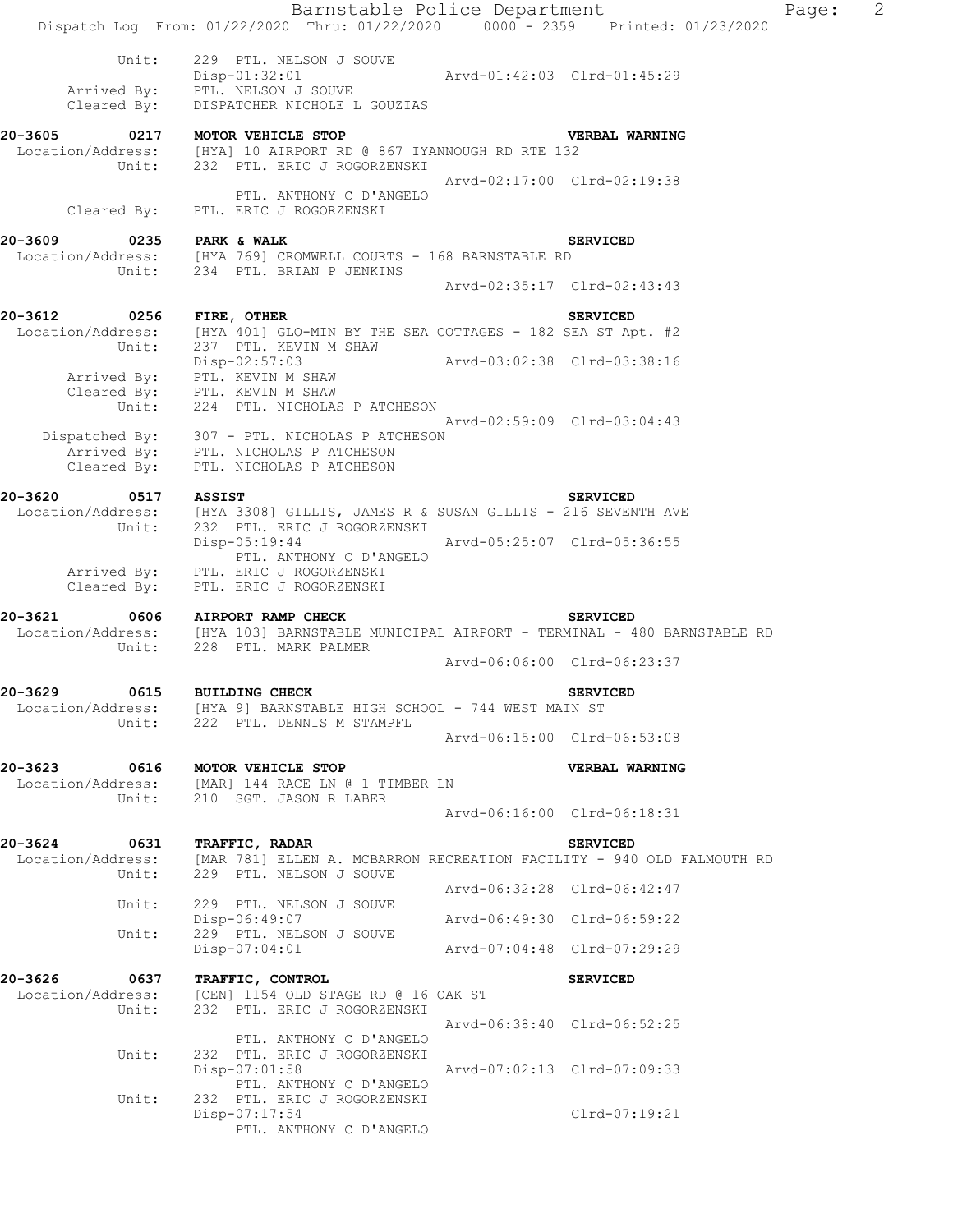```
          Unit:    229  PTL. NELSON J SOUVE
                   Disp-01:32:01              Arvd-01:42:03  Clrd-01:45:29
     Arrived By:   PTL. NELSON J SOUVE
     Cleared By:   DISPATCHER NICHOLE L GOUZIAS

20-3605      0217   MOTOR VEHICLE STOP                              VERBAL WARNING
 Location/Address:  [HYA] 10 AIRPORT RD @ 867 IYANNOUGH RD RTE 132
          Unit:    232  PTL. ERIC J ROGORZENSKI
                                              Arvd-02:17:00  Clrd-02:19:38
                        PTL. ANTHONY C D'ANGELO
     Cleared By:   PTL. ERIC J ROGORZENSKI

20-3609      0235   PARK & WALK                                     SERVICED
 Location/Address:  [HYA 769] CROMWELL COURTS - 168 BARNSTABLE RD
          Unit:    234  PTL. BRIAN P JENKINS
                                              Arvd-02:35:17  Clrd-02:43:43

20-3612      0256   FIRE, OTHER                                     SERVICED
 Location/Address:  [HYA 401] GLO-MIN BY THE SEA COTTAGES - 182 SEA ST Apt. #2
          Unit:    237  PTL. KEVIN M SHAW
                   Disp-02:57:03              Arvd-03:02:38  Clrd-03:38:16
     Arrived By:   PTL. KEVIN M SHAW
     Cleared By:   PTL. KEVIN M SHAW
          Unit:    224  PTL. NICHOLAS P ATCHESON
                                              Arvd-02:59:09  Clrd-03:04:43
  Dispatched By:   307 - PTL. NICHOLAS P ATCHESON
     Arrived By:   PTL. NICHOLAS P ATCHESON
     Cleared By:   PTL. NICHOLAS P ATCHESON

20-3620      0517   ASSIST                                          SERVICED
 Location/Address:  [HYA 3308] GILLIS, JAMES R & SUSAN GILLIS - 216 SEVENTH AVE
          Unit:    232  PTL. ERIC J ROGORZENSKI
                   Disp-05:19:44              Arvd-05:25:07  Clrd-05:36:55
                        PTL. ANTHONY C D'ANGELO
     Arrived By:   PTL. ERIC J ROGORZENSKI
     Cleared By:   PTL. ERIC J ROGORZENSKI

20-3621      0606   AIRPORT RAMP CHECK                              SERVICED
 Location/Address:  [HYA 103] BARNSTABLE MUNICIPAL AIRPORT - TERMINAL - 480 BARNSTABLE RD
          Unit:    228  PTL. MARK PALMER
                                              Arvd-06:06:00  Clrd-06:23:37

20-3629      0615   BUILDING CHECK                                  SERVICED
 Location/Address:  [HYA 9] BARNSTABLE HIGH SCHOOL - 744 WEST MAIN ST
          Unit:    222  PTL. DENNIS M STAMPFL
                                              Arvd-06:15:00  Clrd-06:53:08

20-3623      0616   MOTOR VEHICLE STOP                              VERBAL WARNING
 Location/Address:  [MAR] 144 RACE LN @ 1 TIMBER LN
          Unit:    210  SGT. JASON R LABER
                                              Arvd-06:16:00  Clrd-06:18:31

20-3624      0631   TRAFFIC, RADAR                                  SERVICED
 Location/Address:  [MAR 781] ELLEN A. MCBARRON RECREATION FACILITY - 940 OLD FALMOUTH RD
          Unit:    229  PTL. NELSON J SOUVE
                                              Arvd-06:32:28  Clrd-06:42:47
          Unit:    229  PTL. NELSON J SOUVE
                   Disp-06:49:07              Arvd-06:49:30  Clrd-06:59:22
          Unit:    229  PTL. NELSON J SOUVE
                   Disp-07:04:01              Arvd-07:04:48  Clrd-07:29:29

20-3626      0637   TRAFFIC, CONTROL                                SERVICED
 Location/Address:  [CEN] 1154 OLD STAGE RD @ 16 OAK ST
          Unit:    232  PTL. ERIC J ROGORZENSKI
                                              Arvd-06:38:40  Clrd-06:52:25
                        PTL. ANTHONY C D'ANGELO
          Unit:    232  PTL. ERIC J ROGORZENSKI
                   Disp-07:01:58              Arvd-07:02:13  Clrd-07:09:33
                        PTL. ANTHONY C D'ANGELO
          Unit:    232  PTL. ERIC J ROGORZENSKI
                   Disp-07:17:54                             Clrd-07:19:21
                        PTL. ANTHONY C D'ANGELO
```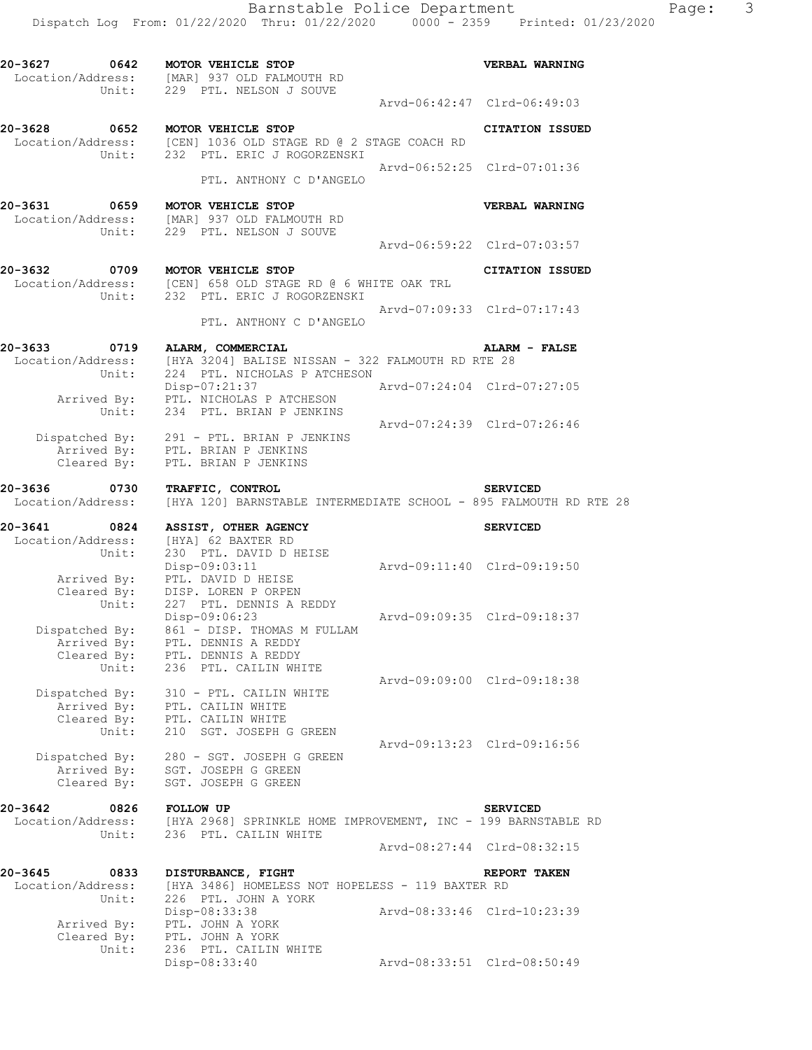**20-3627 0642 MOTOR VEHICLE STOP** — **VERBAL WARNING**
Location/Address: [MAR] 937 OLD FALMOUTH RD
Unit: 229 PTL. NELSON J SOUVE
Arvd-06:42:47 Clrd-06:49:03

**20-3628 0652 MOTOR VEHICLE STOP** — **CITATION ISSUED**
Location/Address: [CEN] 1036 OLD STAGE RD @ 2 STAGE COACH RD
Unit: 232 PTL. ERIC J ROGORZENSKI
Arvd-06:52:25 Clrd-07:01:36
PTL. ANTHONY C D'ANGELO

**20-3631 0659 MOTOR VEHICLE STOP** — **VERBAL WARNING**
Location/Address: [MAR] 937 OLD FALMOUTH RD
Unit: 229 PTL. NELSON J SOUVE
Arvd-06:59:22 Clrd-07:03:57

**20-3632 0709 MOTOR VEHICLE STOP** — **CITATION ISSUED**
Location/Address: [CEN] 658 OLD STAGE RD @ 6 WHITE OAK TRL
Unit: 232 PTL. ERIC J ROGORZENSKI
Arvd-07:09:33 Clrd-07:17:43
PTL. ANTHONY C D'ANGELO

**20-3633 0719 ALARM, COMMERCIAL** — **ALARM - FALSE**
Location/Address: [HYA 3204] BALISE NISSAN - 322 FALMOUTH RD RTE 28
Unit: 224 PTL. NICHOLAS P ATCHESON
Disp-07:21:37 Arvd-07:24:04 Clrd-07:27:05
Arrived By: PTL. NICHOLAS P ATCHESON
Unit: 234 PTL. BRIAN P JENKINS
Arvd-07:24:39 Clrd-07:26:46
Dispatched By: 291 - PTL. BRIAN P JENKINS
Arrived By: PTL. BRIAN P JENKINS
Cleared By: PTL. BRIAN P JENKINS

**20-3636 0730 TRAFFIC, CONTROL** — **SERVICED**
Location/Address: [HYA 120] BARNSTABLE INTERMEDIATE SCHOOL - 895 FALMOUTH RD RTE 28

**20-3641 0824 ASSIST, OTHER AGENCY** — **SERVICED**
Location/Address: [HYA] 62 BAXTER RD
Unit: 230 PTL. DAVID D HEISE
Disp-09:03:11 Arvd-09:11:40 Clrd-09:19:50
Arrived By: PTL. DAVID D HEISE
Cleared By: DISP. LOREN P ORPEN
Unit: 227 PTL. DENNIS A REDDY
Disp-09:06:23 Arvd-09:09:35 Clrd-09:18:37
Dispatched By: 861 - DISP. THOMAS M FULLAM
Arrived By: PTL. DENNIS A REDDY
Cleared By: PTL. DENNIS A REDDY
Unit: 236 PTL. CAILIN WHITE
Arvd-09:09:00 Clrd-09:18:38
Dispatched By: 310 - PTL. CAILIN WHITE
Arrived By: PTL. CAILIN WHITE
Cleared By: PTL. CAILIN WHITE
Unit: 210 SGT. JOSEPH G GREEN
Arvd-09:13:23 Clrd-09:16:56
Dispatched By: 280 - SGT. JOSEPH G GREEN
Arrived By: SGT. JOSEPH G GREEN
Cleared By: SGT. JOSEPH G GREEN

**20-3642 0826 FOLLOW UP** — **SERVICED**
Location/Address: [HYA 2968] SPRINKLE HOME IMPROVEMENT, INC - 199 BARNSTABLE RD
Unit: 236 PTL. CAILIN WHITE
Arvd-08:27:44 Clrd-08:32:15

**20-3645 0833 DISTURBANCE, FIGHT** — **REPORT TAKEN**
Location/Address: [HYA 3486] HOMELESS NOT HOPELESS - 119 BAXTER RD
Unit: 226 PTL. JOHN A YORK
Disp-08:33:38 Arvd-08:33:46 Clrd-10:23:39
Arrived By: PTL. JOHN A YORK
Cleared By: PTL. JOHN A YORK
Unit: 236 PTL. CAILIN WHITE
Disp-08:33:40 Arvd-08:33:51 Clrd-08:50:49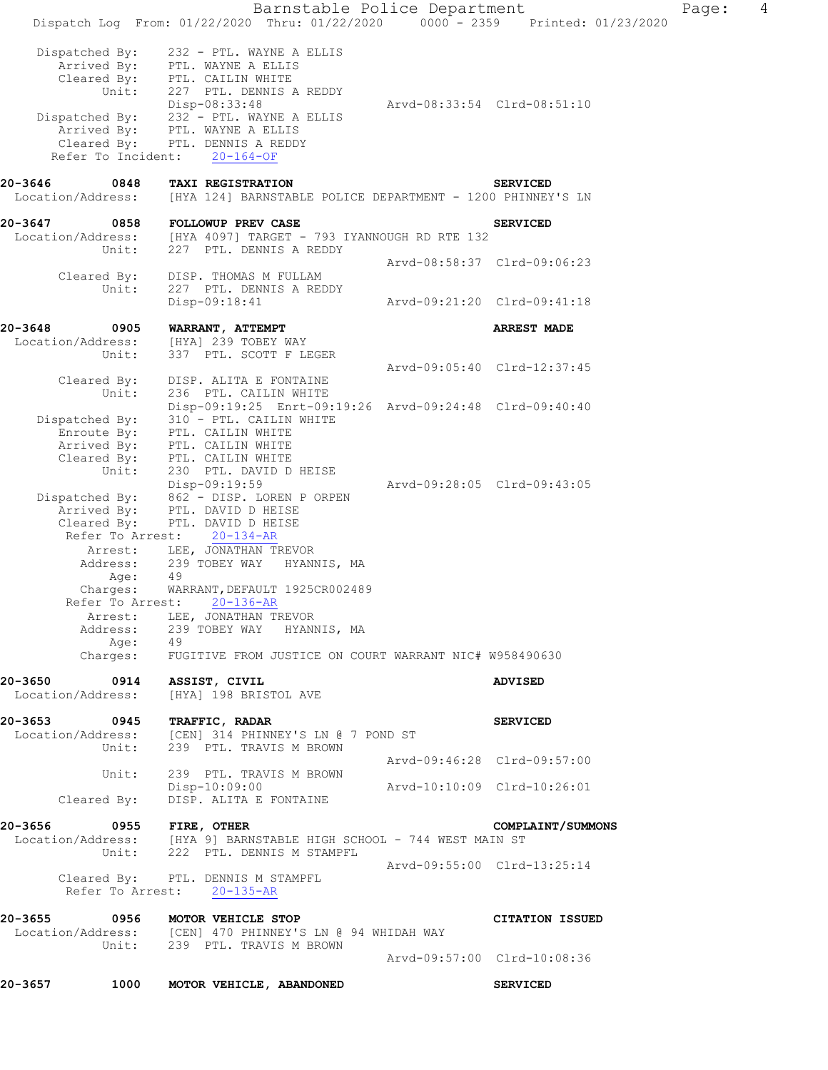```
 Dispatched By:     232 - PTL. WAYNE A ELLIS
    Arrived By:     PTL. WAYNE A ELLIS
    Cleared By:     PTL. CAILIN WHITE
          Unit:     227  PTL. DENNIS A REDDY
                    Disp-08:33:48                 Arvd-08:33:54  Clrd-08:51:10
 Dispatched By:     232 - PTL. WAYNE A ELLIS
    Arrived By:     PTL. WAYNE A ELLIS
    Cleared By:     PTL. DENNIS A REDDY
  Refer To Incident:    20-164-OF

20-3646      0848   TAXI REGISTRATION                                SERVICED
 Location/Address:  [HYA 124] BARNSTABLE POLICE DEPARTMENT - 1200 PHINNEY'S LN

20-3647      0858   FOLLOWUP PREV CASE                               SERVICED
 Location/Address:  [HYA 4097] TARGET - 793 IYANNOUGH RD RTE 132
          Unit:     227  PTL. DENNIS A REDDY
                                                  Arvd-08:58:37  Clrd-09:06:23
    Cleared By:     DISP. THOMAS M FULLAM
          Unit:     227  PTL. DENNIS A REDDY
                    Disp-09:18:41                 Arvd-09:21:20  Clrd-09:41:18

20-3648      0905   WARRANT, ATTEMPT                                 ARREST MADE
 Location/Address:  [HYA] 239 TOBEY WAY
          Unit:     337  PTL. SCOTT F LEGER
                                                  Arvd-09:05:40  Clrd-12:37:45
    Cleared By:     DISP. ALITA E FONTAINE
          Unit:     236  PTL. CAILIN WHITE
                    Disp-09:19:25  Enrt-09:19:26  Arvd-09:24:48  Clrd-09:40:40
 Dispatched By:     310 - PTL. CAILIN WHITE
    Enroute By:     PTL. CAILIN WHITE
    Arrived By:     PTL. CAILIN WHITE
    Cleared By:     PTL. CAILIN WHITE
          Unit:     230  PTL. DAVID D HEISE
                    Disp-09:19:59                 Arvd-09:28:05  Clrd-09:43:05
 Dispatched By:     862 - DISP. LOREN P ORPEN
    Arrived By:     PTL. DAVID D HEISE
    Cleared By:     PTL. DAVID D HEISE
   Refer To Arrest:    20-134-AR
        Arrest:     LEE, JONATHAN TREVOR
       Address:     239 TOBEY WAY   HYANNIS, MA
           Age:     49
       Charges:     WARRANT,DEFAULT 1925CR002489
   Refer To Arrest:    20-136-AR
        Arrest:     LEE, JONATHAN TREVOR
       Address:     239 TOBEY WAY   HYANNIS, MA
           Age:     49
       Charges:     FUGITIVE FROM JUSTICE ON COURT WARRANT NIC# W958490630

20-3650      0914   ASSIST, CIVIL                                    ADVISED
 Location/Address:  [HYA] 198 BRISTOL AVE

20-3653      0945   TRAFFIC, RADAR                                   SERVICED
 Location/Address:  [CEN] 314 PHINNEY'S LN @ 7 POND ST
          Unit:     239  PTL. TRAVIS M BROWN
                                                  Arvd-09:46:28  Clrd-09:57:00
          Unit:     239  PTL. TRAVIS M BROWN
                    Disp-10:09:00                 Arvd-10:10:09  Clrd-10:26:01
    Cleared By:     DISP. ALITA E FONTAINE

20-3656      0955   FIRE, OTHER                                      COMPLAINT/SUMMONS
 Location/Address:  [HYA 9] BARNSTABLE HIGH SCHOOL - 744 WEST MAIN ST
          Unit:     222  PTL. DENNIS M STAMPFL
                                                  Arvd-09:55:00  Clrd-13:25:14
    Cleared By:     PTL. DENNIS M STAMPFL
   Refer To Arrest:    20-135-AR

20-3655      0956   MOTOR VEHICLE STOP                               CITATION ISSUED
 Location/Address:  [CEN] 470 PHINNEY'S LN @ 94 WHIDAH WAY
          Unit:     239  PTL. TRAVIS M BROWN
                                                  Arvd-09:57:00  Clrd-10:08:36

20-3657      1000   MOTOR VEHICLE, ABANDONED                         SERVICED
```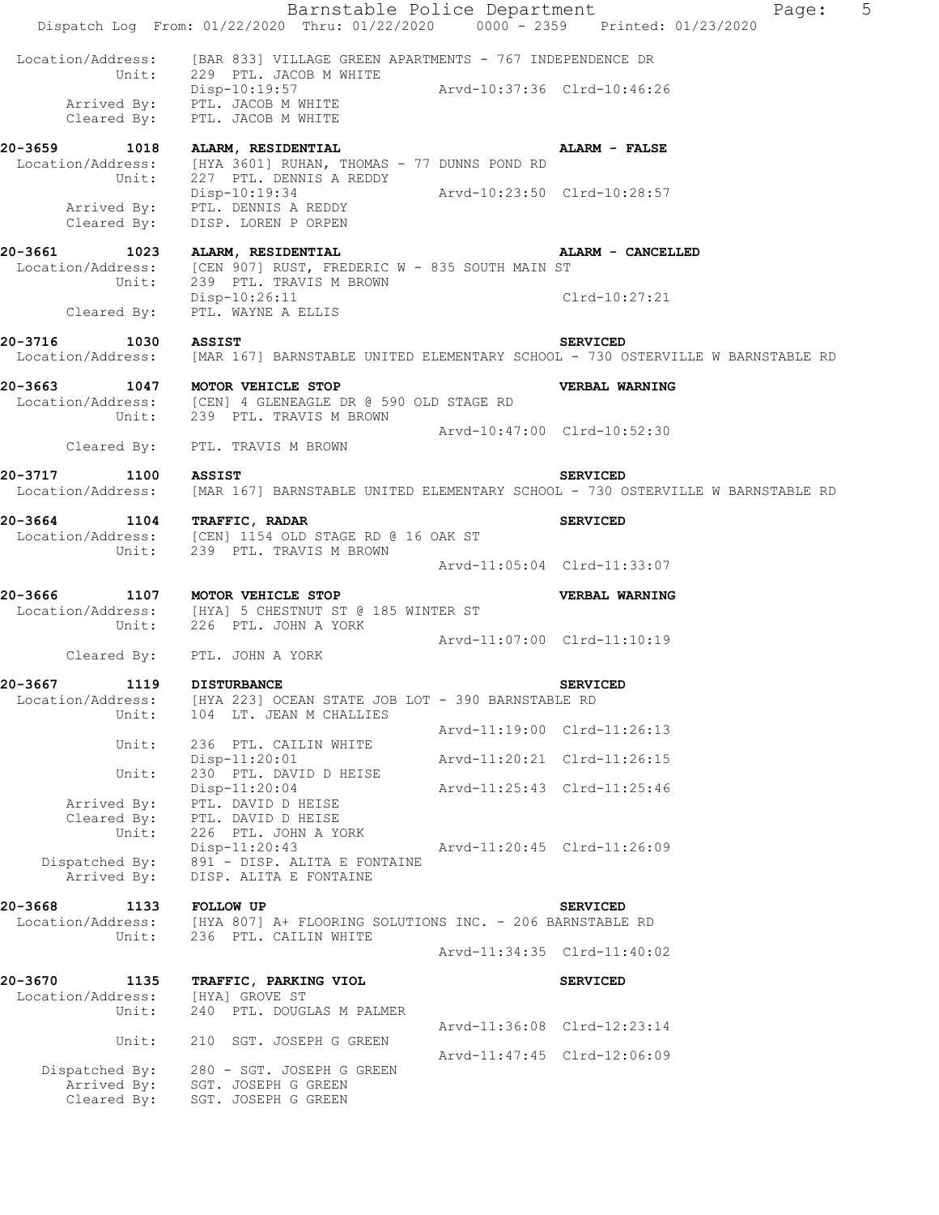Location/Address: [BAR 833] VILLAGE GREEN APARTMENTS - 767 INDEPENDENCE DR
Unit: 229 PTL. JACOB M WHITE
Disp-10:19:57 Arvd-10:37:36 Clrd-10:46:26
Arrived By: PTL. JACOB M WHITE
Cleared By: PTL. JACOB M WHITE

**20-3659 1018 ALARM, RESIDENTIAL** **ALARM - FALSE**
Location/Address: [HYA 3601] RUHAN, THOMAS - 77 DUNNS POND RD
Unit: 227 PTL. DENNIS A REDDY
Disp-10:19:34 Arvd-10:23:50 Clrd-10:28:57
Arrived By: PTL. DENNIS A REDDY
Cleared By: DISP. LOREN P ORPEN

**20-3661 1023 ALARM, RESIDENTIAL** **ALARM - CANCELLED**
Location/Address: [CEN 907] RUST, FREDERIC W - 835 SOUTH MAIN ST
Unit: 239 PTL. TRAVIS M BROWN
Disp-10:26:11 Clrd-10:27:21
Cleared By: PTL. WAYNE A ELLIS

**20-3716 1030 ASSIST** **SERVICED**
Location/Address: [MAR 167] BARNSTABLE UNITED ELEMENTARY SCHOOL - 730 OSTERVILLE W BARNSTABLE RD

**20-3663 1047 MOTOR VEHICLE STOP** **VERBAL WARNING**
Location/Address: [CEN] 4 GLENEAGLE DR @ 590 OLD STAGE RD
Unit: 239 PTL. TRAVIS M BROWN
Arvd-10:47:00 Clrd-10:52:30
Cleared By: PTL. TRAVIS M BROWN

**20-3717 1100 ASSIST** **SERVICED**
Location/Address: [MAR 167] BARNSTABLE UNITED ELEMENTARY SCHOOL - 730 OSTERVILLE W BARNSTABLE RD

**20-3664 1104 TRAFFIC, RADAR** **SERVICED**
Location/Address: [CEN] 1154 OLD STAGE RD @ 16 OAK ST
Unit: 239 PTL. TRAVIS M BROWN
Arvd-11:05:04 Clrd-11:33:07

**20-3666 1107 MOTOR VEHICLE STOP** **VERBAL WARNING**
Location/Address: [HYA] 5 CHESTNUT ST @ 185 WINTER ST
Unit: 226 PTL. JOHN A YORK
Arvd-11:07:00 Clrd-11:10:19
Cleared By: PTL. JOHN A YORK

**20-3667 1119 DISTURBANCE** **SERVICED**
Location/Address: [HYA 223] OCEAN STATE JOB LOT - 390 BARNSTABLE RD
Unit: 104 LT. JEAN M CHALLIES
Arvd-11:19:00 Clrd-11:26:13
Unit: 236 PTL. CAILIN WHITE
Disp-11:20:01 Arvd-11:20:21 Clrd-11:26:15
Unit: 230 PTL. DAVID D HEISE
Disp-11:20:04 Arvd-11:25:43 Clrd-11:25:46
Arrived By: PTL. DAVID D HEISE
Cleared By: PTL. DAVID D HEISE
Unit: 226 PTL. JOHN A YORK
Disp-11:20:43 Arvd-11:20:45 Clrd-11:26:09
Dispatched By: 891 - DISP. ALITA E FONTAINE
Arrived By: DISP. ALITA E FONTAINE

**20-3668 1133 FOLLOW UP** **SERVICED**
Location/Address: [HYA 807] A+ FLOORING SOLUTIONS INC. - 206 BARNSTABLE RD
Unit: 236 PTL. CAILIN WHITE
Arvd-11:34:35 Clrd-11:40:02

**20-3670 1135 TRAFFIC, PARKING VIOL** **SERVICED**
Location/Address: [HYA] GROVE ST
Unit: 240 PTL. DOUGLAS M PALMER
Arvd-11:36:08 Clrd-12:23:14
Unit: 210 SGT. JOSEPH G GREEN
Arvd-11:47:45 Clrd-12:06:09
Dispatched By: 280 - SGT. JOSEPH G GREEN
Arrived By: SGT. JOSEPH G GREEN
Cleared By: SGT. JOSEPH G GREEN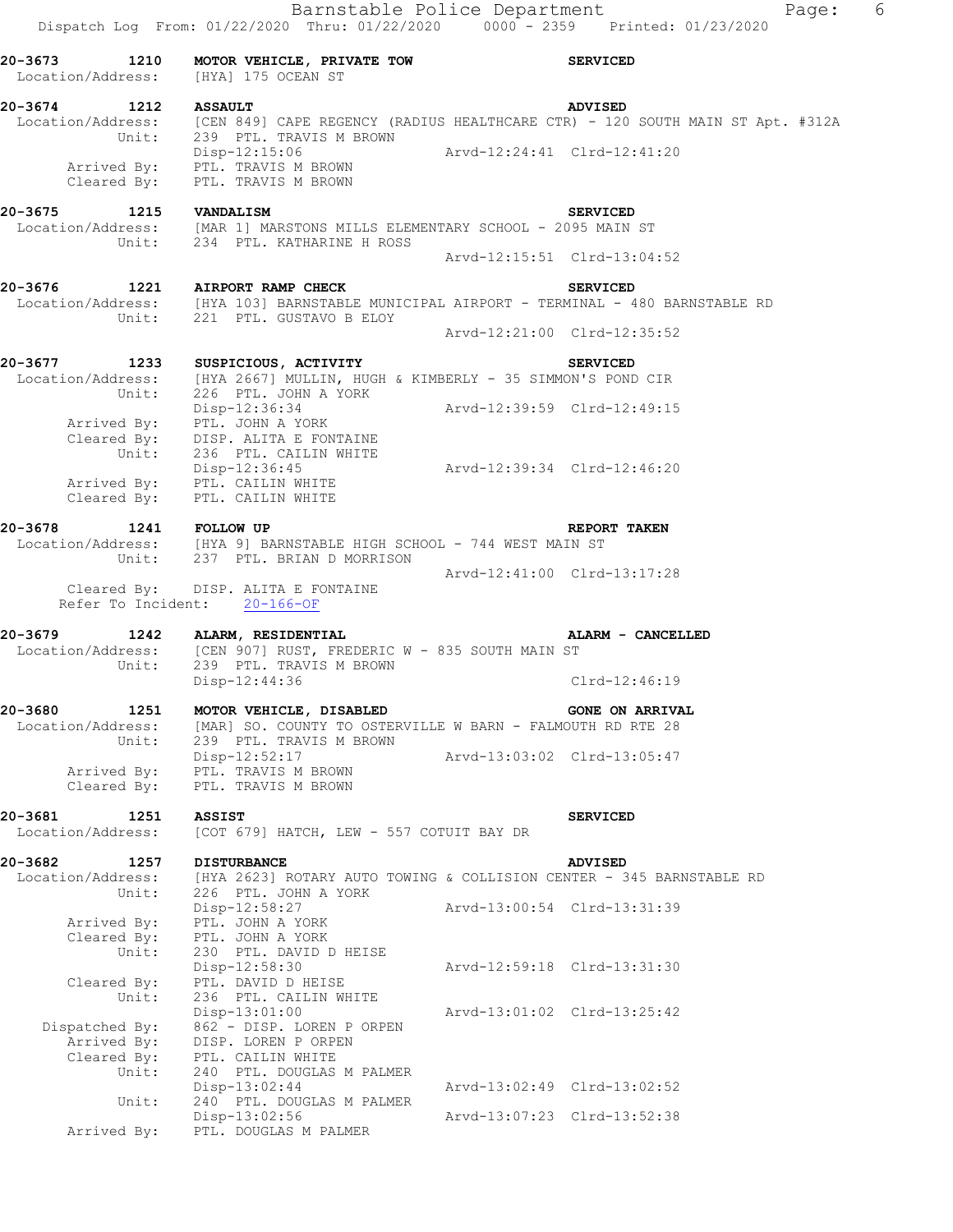**20-3673 1210 MOTOR VEHICLE, PRIVATE TOW SERVICED**
Location/Address: [HYA] 175 OCEAN ST

**20-3674 1212 ASSAULT ADVISED**
Location/Address: [CEN 849] CAPE REGENCY (RADIUS HEALTHCARE CTR) - 120 SOUTH MAIN ST Apt. #312A
Unit: 239 PTL. TRAVIS M BROWN
Disp-12:15:06 Arvd-12:24:41 Clrd-12:41:20
Arrived By: PTL. TRAVIS M BROWN
Cleared By: PTL. TRAVIS M BROWN

**20-3675 1215 VANDALISM SERVICED**
Location/Address: [MAR 1] MARSTONS MILLS ELEMENTARY SCHOOL - 2095 MAIN ST
Unit: 234 PTL. KATHARINE H ROSS
Arvd-12:15:51 Clrd-13:04:52

**20-3676 1221 AIRPORT RAMP CHECK SERVICED**
Location/Address: [HYA 103] BARNSTABLE MUNICIPAL AIRPORT - TERMINAL - 480 BARNSTABLE RD
Unit: 221 PTL. GUSTAVO B ELOY
Arvd-12:21:00 Clrd-12:35:52

**20-3677 1233 SUSPICIOUS, ACTIVITY SERVICED**
Location/Address: [HYA 2667] MULLIN, HUGH & KIMBERLY - 35 SIMMON'S POND CIR
Unit: 226 PTL. JOHN A YORK
Disp-12:36:34 Arvd-12:39:59 Clrd-12:49:15
Arrived By: PTL. JOHN A YORK
Cleared By: DISP. ALITA E FONTAINE
Unit: 236 PTL. CAILIN WHITE
Disp-12:36:45 Arvd-12:39:34 Clrd-12:46:20
Arrived By: PTL. CAILIN WHITE
Cleared By: PTL. CAILIN WHITE

**20-3678 1241 FOLLOW UP REPORT TAKEN**
Location/Address: [HYA 9] BARNSTABLE HIGH SCHOOL - 744 WEST MAIN ST
Unit: 237 PTL. BRIAN D MORRISON
Arvd-12:41:00 Clrd-13:17:28
Cleared By: DISP. ALITA E FONTAINE
Refer To Incident: 20-166-OF

**20-3679 1242 ALARM, RESIDENTIAL ALARM - CANCELLED**
Location/Address: [CEN 907] RUST, FREDERIC W - 835 SOUTH MAIN ST
Unit: 239 PTL. TRAVIS M BROWN
Disp-12:44:36 Clrd-12:46:19

**20-3680 1251 MOTOR VEHICLE, DISABLED GONE ON ARRIVAL**
Location/Address: [MAR] SO. COUNTY TO OSTERVILLE W BARN - FALMOUTH RD RTE 28
Unit: 239 PTL. TRAVIS M BROWN
Disp-12:52:17 Arvd-13:03:02 Clrd-13:05:47
Arrived By: PTL. TRAVIS M BROWN
Cleared By: PTL. TRAVIS M BROWN

**20-3681 1251 ASSIST SERVICED**
Location/Address: [COT 679] HATCH, LEW - 557 COTUIT BAY DR

**20-3682 1257 DISTURBANCE ADVISED**
Location/Address: [HYA 2623] ROTARY AUTO TOWING & COLLISION CENTER - 345 BARNSTABLE RD
Unit: 226 PTL. JOHN A YORK
Disp-12:58:27 Arvd-13:00:54 Clrd-13:31:39
Arrived By: PTL. JOHN A YORK
Cleared By: PTL. JOHN A YORK
Unit: 230 PTL. DAVID D HEISE
Disp-12:58:30 Arvd-12:59:18 Clrd-13:31:30
Cleared By: PTL. DAVID D HEISE
Unit: 236 PTL. CAILIN WHITE
Disp-13:01:00 Arvd-13:01:02 Clrd-13:25:42
Dispatched By: 862 - DISP. LOREN P ORPEN
Arrived By: DISP. LOREN P ORPEN
Cleared By: PTL. CAILIN WHITE
Unit: 240 PTL. DOUGLAS M PALMER
Disp-13:02:44 Arvd-13:02:49 Clrd-13:02:52
Unit: 240 PTL. DOUGLAS M PALMER
Disp-13:02:56 Arvd-13:07:23 Clrd-13:52:38
Arrived By: PTL. DOUGLAS M PALMER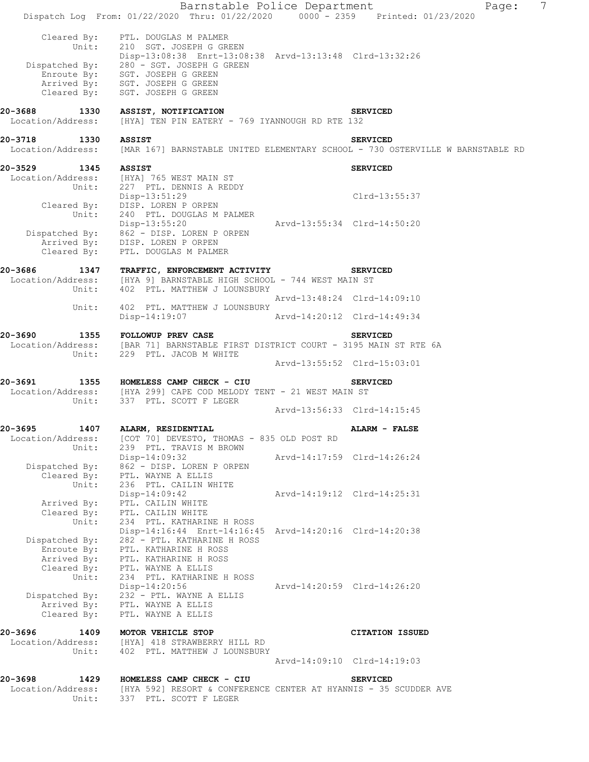```
        Cleared By:    PTL. DOUGLAS M PALMER
             Unit:     210  SGT. JOSEPH G GREEN
                       Disp-13:08:38  Enrt-13:08:38  Arvd-13:13:48  Clrd-13:32:26
    Dispatched By:     280 - SGT. JOSEPH G GREEN
       Enroute By:     SGT. JOSEPH G GREEN
       Arrived By:     SGT. JOSEPH G GREEN
       Cleared By:     SGT. JOSEPH G GREEN

20-3688        1330    ASSIST, NOTIFICATION                              SERVICED
 Location/Address:     [HYA] TEN PIN EATERY - 769 IYANNOUGH RD RTE 132

20-3718        1330    ASSIST                                            SERVICED
 Location/Address:     [MAR 167] BARNSTABLE UNITED ELEMENTARY SCHOOL - 730 OSTERVILLE W BARNSTABLE RD

20-3529        1345    ASSIST                                            SERVICED
 Location/Address:     [HYA] 765 WEST MAIN ST
             Unit:     227  PTL. DENNIS A REDDY
                       Disp-13:51:29                                     Clrd-13:55:37
       Cleared By:     DISP. LOREN P ORPEN
             Unit:     240  PTL. DOUGLAS M PALMER
                       Disp-13:55:20                    Arvd-13:55:34  Clrd-14:50:20
    Dispatched By:     862 - DISP. LOREN P ORPEN
       Arrived By:     DISP. LOREN P ORPEN
       Cleared By:     PTL. DOUGLAS M PALMER

20-3686        1347    TRAFFIC, ENFORCEMENT ACTIVITY                     SERVICED
 Location/Address:     [HYA 9] BARNSTABLE HIGH SCHOOL - 744 WEST MAIN ST
             Unit:     402  PTL. MATTHEW J LOUNSBURY
                                                        Arvd-13:48:24  Clrd-14:09:10
             Unit:     402  PTL. MATTHEW J LOUNSBURY
                       Disp-14:19:07                    Arvd-14:20:12  Clrd-14:49:34

20-3690        1355    FOLLOWUP PREV CASE                                SERVICED
 Location/Address:     [BAR 71] BARNSTABLE FIRST DISTRICT COURT - 3195 MAIN ST RTE 6A
             Unit:     229  PTL. JACOB M WHITE
                                                        Arvd-13:55:52  Clrd-15:03:01

20-3691        1355    HOMELESS CAMP CHECK - CIU                         SERVICED
 Location/Address:     [HYA 299] CAPE COD MELODY TENT - 21 WEST MAIN ST
             Unit:     337  PTL. SCOTT F LEGER
                                                        Arvd-13:56:33  Clrd-14:15:45

20-3695        1407    ALARM, RESIDENTIAL                                ALARM - FALSE
 Location/Address:     [COT 70] DEVESTO, THOMAS - 835 OLD POST RD
             Unit:     239  PTL. TRAVIS M BROWN
                       Disp-14:09:32                    Arvd-14:17:59  Clrd-14:26:24
    Dispatched By:     862 - DISP. LOREN P ORPEN
       Cleared By:     PTL. WAYNE A ELLIS
             Unit:     236  PTL. CAILIN WHITE
                       Disp-14:09:42                    Arvd-14:19:12  Clrd-14:25:31
       Arrived By:     PTL. CAILIN WHITE
       Cleared By:     PTL. CAILIN WHITE
             Unit:     234  PTL. KATHARINE H ROSS
                       Disp-14:16:44  Enrt-14:16:45  Arvd-14:20:16  Clrd-14:20:38
    Dispatched By:     282 - PTL. KATHARINE H ROSS
       Enroute By:     PTL. KATHARINE H ROSS
       Arrived By:     PTL. KATHARINE H ROSS
       Cleared By:     PTL. WAYNE A ELLIS
             Unit:     234  PTL. KATHARINE H ROSS
                       Disp-14:20:56                    Arvd-14:20:59  Clrd-14:26:20
    Dispatched By:     232 - PTL. WAYNE A ELLIS
       Arrived By:     PTL. WAYNE A ELLIS
       Cleared By:     PTL. WAYNE A ELLIS

20-3696        1409    MOTOR VEHICLE STOP                                CITATION ISSUED
 Location/Address:     [HYA] 418 STRAWBERRY HILL RD
             Unit:     402  PTL. MATTHEW J LOUNSBURY
                                                        Arvd-14:09:10  Clrd-14:19:03

20-3698        1429    HOMELESS CAMP CHECK - CIU                         SERVICED
 Location/Address:     [HYA 592] RESORT & CONFERENCE CENTER AT HYANNIS - 35 SCUDDER AVE
             Unit:     337  PTL. SCOTT F LEGER
```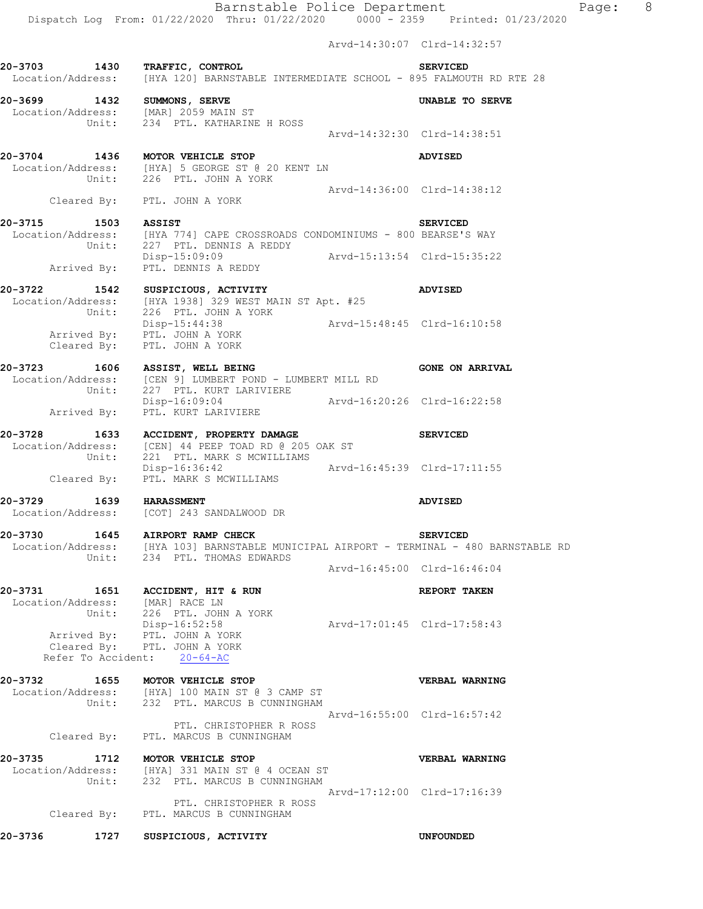Arvd-14:30:07 Clrd-14:32:57

**20-3703 1430 TRAFFIC, CONTROL** **SERVICED**
Location/Address: [HYA 120] BARNSTABLE INTERMEDIATE SCHOOL - 895 FALMOUTH RD RTE 28

**20-3699 1432 SUMMONS, SERVE** **UNABLE TO SERVE**
Location/Address: [MAR] 2059 MAIN ST
Unit: 234 PTL. KATHARINE H ROSS
Arvd-14:32:30 Clrd-14:38:51

**20-3704 1436 MOTOR VEHICLE STOP** **ADVISED**
Location/Address: [HYA] 5 GEORGE ST @ 20 KENT LN
Unit: 226 PTL. JOHN A YORK
Arvd-14:36:00 Clrd-14:38:12
Cleared By: PTL. JOHN A YORK

**20-3715 1503 ASSIST** **SERVICED**
Location/Address: [HYA 774] CAPE CROSSROADS CONDOMINIUMS - 800 BEARSE'S WAY
Unit: 227 PTL. DENNIS A REDDY
Disp-15:09:09 Arvd-15:13:54 Clrd-15:35:22
Arrived By: PTL. DENNIS A REDDY

**20-3722 1542 SUSPICIOUS, ACTIVITY** **ADVISED**
Location/Address: [HYA 1938] 329 WEST MAIN ST Apt. #25
Unit: 226 PTL. JOHN A YORK
Disp-15:44:38 Arvd-15:48:45 Clrd-16:10:58
Arrived By: PTL. JOHN A YORK
Cleared By: PTL. JOHN A YORK

**20-3723 1606 ASSIST, WELL BEING** **GONE ON ARRIVAL**
Location/Address: [CEN 9] LUMBERT POND - LUMBERT MILL RD
Unit: 227 PTL. KURT LARIVIERE
Disp-16:09:04 Arvd-16:20:26 Clrd-16:22:58
Arrived By: PTL. KURT LARIVIERE

**20-3728 1633 ACCIDENT, PROPERTY DAMAGE** **SERVICED**
Location/Address: [CEN] 44 PEEP TOAD RD @ 205 OAK ST
Unit: 221 PTL. MARK S MCWILLIAMS
Disp-16:36:42 Arvd-16:45:39 Clrd-17:11:55
Cleared By: PTL. MARK S MCWILLIAMS

**20-3729 1639 HARASSMENT** **ADVISED**
Location/Address: [COT] 243 SANDALWOOD DR

**20-3730 1645 AIRPORT RAMP CHECK** **SERVICED**
Location/Address: [HYA 103] BARNSTABLE MUNICIPAL AIRPORT - TERMINAL - 480 BARNSTABLE RD
Unit: 234 PTL. THOMAS EDWARDS
Arvd-16:45:00 Clrd-16:46:04

**20-3731 1651 ACCIDENT, HIT & RUN** **REPORT TAKEN**
Location/Address: [MAR] RACE LN
Unit: 226 PTL. JOHN A YORK
Disp-16:52:58 Arvd-17:01:45 Clrd-17:58:43
Arrived By: PTL. JOHN A YORK
Cleared By: PTL. JOHN A YORK
Refer To Accident: 20-64-AC

**20-3732 1655 MOTOR VEHICLE STOP** **VERBAL WARNING**
Location/Address: [HYA] 100 MAIN ST @ 3 CAMP ST
Unit: 232 PTL. MARCUS B CUNNINGHAM
Arvd-16:55:00 Clrd-16:57:42
PTL. CHRISTOPHER R ROSS
Cleared By: PTL. MARCUS B CUNNINGHAM

**20-3735 1712 MOTOR VEHICLE STOP** **VERBAL WARNING**
Location/Address: [HYA] 331 MAIN ST @ 4 OCEAN ST
Unit: 232 PTL. MARCUS B CUNNINGHAM
Arvd-17:12:00 Clrd-17:16:39
PTL. CHRISTOPHER R ROSS
Cleared By: PTL. MARCUS B CUNNINGHAM

**20-3736 1727 SUSPICIOUS, ACTIVITY** **UNFOUNDED**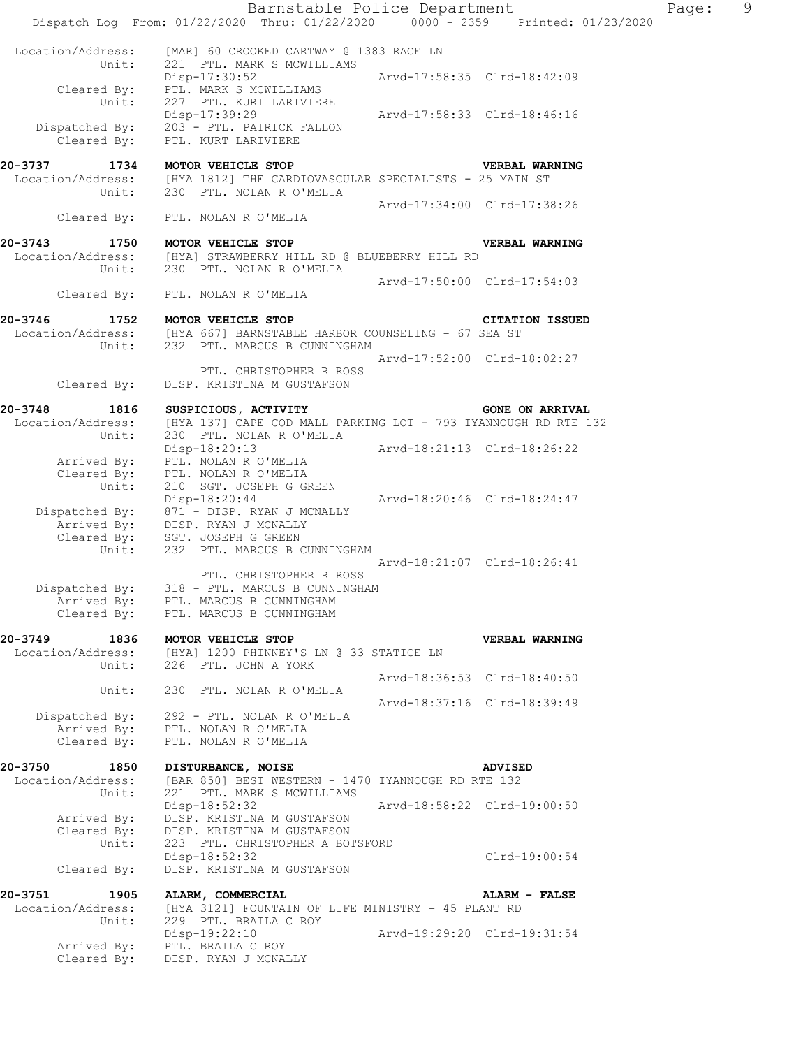```
 Location/Address:    [MAR] 60 CROOKED CARTWAY @ 1383 RACE LN
            Unit:     221  PTL. MARK S MCWILLIAMS
                      Disp-17:30:52                  Arvd-17:58:35  Clrd-18:42:09
       Cleared By:    PTL. MARK S MCWILLIAMS
            Unit:     227  PTL. KURT LARIVIERE
                      Disp-17:39:29                  Arvd-17:58:33  Clrd-18:46:16
    Dispatched By:    203 - PTL. PATRICK FALLON
       Cleared By:    PTL. KURT LARIVIERE

20-3737        1734   MOTOR VEHICLE STOP                             VERBAL WARNING
 Location/Address:    [HYA 1812] THE CARDIOVASCULAR SPECIALISTS - 25 MAIN ST
            Unit:     230  PTL. NOLAN R O'MELIA
                                                     Arvd-17:34:00  Clrd-17:38:26
       Cleared By:    PTL. NOLAN R O'MELIA

20-3743        1750   MOTOR VEHICLE STOP                             VERBAL WARNING
 Location/Address:    [HYA] STRAWBERRY HILL RD @ BLUEBERRY HILL RD
            Unit:     230  PTL. NOLAN R O'MELIA
                                                     Arvd-17:50:00  Clrd-17:54:03
       Cleared By:    PTL. NOLAN R O'MELIA

20-3746        1752   MOTOR VEHICLE STOP                             CITATION ISSUED
 Location/Address:    [HYA 667] BARNSTABLE HARBOR COUNSELING - 67 SEA ST
            Unit:     232  PTL. MARCUS B CUNNINGHAM
                                                     Arvd-17:52:00  Clrd-18:02:27
                           PTL. CHRISTOPHER R ROSS
       Cleared By:    DISP. KRISTINA M GUSTAFSON

20-3748        1816   SUSPICIOUS, ACTIVITY                           GONE ON ARRIVAL
 Location/Address:    [HYA 137] CAPE COD MALL PARKING LOT - 793 IYANNOUGH RD RTE 132
            Unit:     230  PTL. NOLAN R O'MELIA
                      Disp-18:20:13                  Arvd-18:21:13  Clrd-18:26:22
       Arrived By:    PTL. NOLAN R O'MELIA
       Cleared By:    PTL. NOLAN R O'MELIA
            Unit:     210  SGT. JOSEPH G GREEN
                      Disp-18:20:44                  Arvd-18:20:46  Clrd-18:24:47
    Dispatched By:    871 - DISP. RYAN J MCNALLY
       Arrived By:    DISP. RYAN J MCNALLY
       Cleared By:    SGT. JOSEPH G GREEN
            Unit:     232  PTL. MARCUS B CUNNINGHAM
                                                     Arvd-18:21:07  Clrd-18:26:41
                           PTL. CHRISTOPHER R ROSS
    Dispatched By:    318 - PTL. MARCUS B CUNNINGHAM
       Arrived By:    PTL. MARCUS B CUNNINGHAM
       Cleared By:    PTL. MARCUS B CUNNINGHAM

20-3749        1836   MOTOR VEHICLE STOP                             VERBAL WARNING
 Location/Address:    [HYA] 1200 PHINNEY'S LN @ 33 STATICE LN
            Unit:     226  PTL. JOHN A YORK
                                                     Arvd-18:36:53  Clrd-18:40:50
            Unit:     230  PTL. NOLAN R O'MELIA
                                                     Arvd-18:37:16  Clrd-18:39:49
    Dispatched By:    292 - PTL. NOLAN R O'MELIA
       Arrived By:    PTL. NOLAN R O'MELIA
       Cleared By:    PTL. NOLAN R O'MELIA

20-3750        1850   DISTURBANCE, NOISE                             ADVISED
 Location/Address:    [BAR 850] BEST WESTERN - 1470 IYANNOUGH RD RTE 132
            Unit:     221  PTL. MARK S MCWILLIAMS
                      Disp-18:52:32                  Arvd-18:58:22  Clrd-19:00:50
       Arrived By:    DISP. KRISTINA M GUSTAFSON
       Cleared By:    DISP. KRISTINA M GUSTAFSON
            Unit:     223  PTL. CHRISTOPHER A BOTSFORD
                      Disp-18:52:32                                 Clrd-19:00:54
       Cleared By:    DISP. KRISTINA M GUSTAFSON

20-3751        1905   ALARM, COMMERCIAL                              ALARM - FALSE
 Location/Address:    [HYA 3121] FOUNTAIN OF LIFE MINISTRY - 45 PLANT RD
            Unit:     229  PTL. BRAILA C ROY
                      Disp-19:22:10                  Arvd-19:29:20  Clrd-19:31:54
       Arrived By:    PTL. BRAILA C ROY
       Cleared By:    DISP. RYAN J MCNALLY
```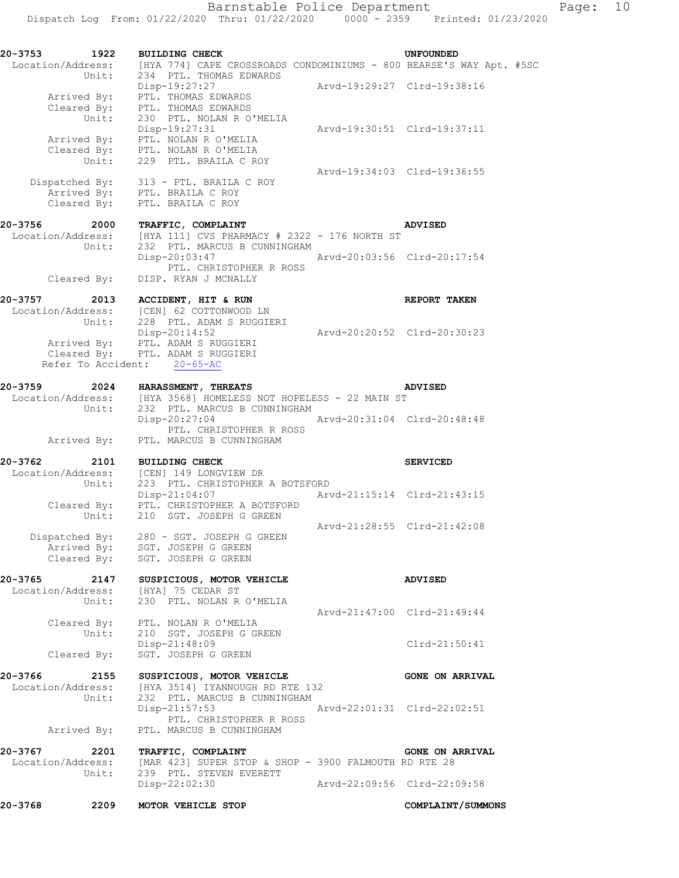```
20-3753        1922    BUILDING CHECK                                    UNFOUNDED
 Location/Address:     [HYA 774] CAPE CROSSROADS CONDOMINIUMS - 800 BEARSE'S WAY Apt. #5SC
            Unit:      234  PTL. THOMAS EDWARDS
                       Disp-19:27:27                  Arvd-19:29:27  Clrd-19:38:16
       Arrived By:     PTL. THOMAS EDWARDS
       Cleared By:     PTL. THOMAS EDWARDS
            Unit:      230  PTL. NOLAN R O'MELIA
                       Disp-19:27:31                  Arvd-19:30:51  Clrd-19:37:11
       Arrived By:     PTL. NOLAN R O'MELIA
       Cleared By:     PTL. NOLAN R O'MELIA
            Unit:      229  PTL. BRAILA C ROY
                                                      Arvd-19:34:03  Clrd-19:36:55
    Dispatched By:     313 - PTL. BRAILA C ROY
       Arrived By:     PTL. BRAILA C ROY
       Cleared By:     PTL. BRAILA C ROY

20-3756        2000    TRAFFIC, COMPLAINT                                ADVISED
 Location/Address:     [HYA 111] CVS PHARMACY # 2322 - 176 NORTH ST
            Unit:      232  PTL. MARCUS B CUNNINGHAM
                       Disp-20:03:47                  Arvd-20:03:56  Clrd-20:17:54
                            PTL. CHRISTOPHER R ROSS
       Cleared By:     DISP. RYAN J MCNALLY

20-3757        2013    ACCIDENT, HIT & RUN                               REPORT TAKEN
 Location/Address:     [CEN] 62 COTTONWOOD LN
            Unit:      228  PTL. ADAM S RUGGIERI
                       Disp-20:14:52                  Arvd-20:20:52  Clrd-20:30:23
       Arrived By:     PTL. ADAM S RUGGIERI
       Cleared By:     PTL. ADAM S RUGGIERI
   Refer To Accident:    20-65-AC

20-3759        2024    HARASSMENT, THREATS                               ADVISED
 Location/Address:     [HYA 3568] HOMELESS NOT HOPELESS - 22 MAIN ST
            Unit:      232  PTL. MARCUS B CUNNINGHAM
                       Disp-20:27:04                  Arvd-20:31:04  Clrd-20:48:48
                            PTL. CHRISTOPHER R ROSS
       Arrived By:     PTL. MARCUS B CUNNINGHAM

20-3762        2101    BUILDING CHECK                                    SERVICED
 Location/Address:     [CEN] 149 LONGVIEW DR
            Unit:      223  PTL. CHRISTOPHER A BOTSFORD
                       Disp-21:04:07                  Arvd-21:15:14  Clrd-21:43:15
       Cleared By:     PTL. CHRISTOPHER A BOTSFORD
            Unit:      210  SGT. JOSEPH G GREEN
                                                      Arvd-21:28:55  Clrd-21:42:08
    Dispatched By:     280 - SGT. JOSEPH G GREEN
       Arrived By:     SGT. JOSEPH G GREEN
       Cleared By:     SGT. JOSEPH G GREEN

20-3765        2147    SUSPICIOUS, MOTOR VEHICLE                         ADVISED
 Location/Address:     [HYA] 75 CEDAR ST
            Unit:      230  PTL. NOLAN R O'MELIA
                                                      Arvd-21:47:00  Clrd-21:49:44
       Cleared By:     PTL. NOLAN R O'MELIA
            Unit:      210  SGT. JOSEPH G GREEN
                       Disp-21:48:09                                 Clrd-21:50:41
       Cleared By:     SGT. JOSEPH G GREEN

20-3766        2155    SUSPICIOUS, MOTOR VEHICLE                         GONE ON ARRIVAL
 Location/Address:     [HYA 3514] IYANNOUGH RD RTE 132
            Unit:      232  PTL. MARCUS B CUNNINGHAM
                       Disp-21:57:53                  Arvd-22:01:31  Clrd-22:02:51
                            PTL. CHRISTOPHER R ROSS
       Arrived By:     PTL. MARCUS B CUNNINGHAM

20-3767        2201    TRAFFIC, COMPLAINT                                GONE ON ARRIVAL
 Location/Address:     [MAR 423] SUPER STOP & SHOP - 3900 FALMOUTH RD RTE 28
            Unit:      239  PTL. STEVEN EVERETT
                       Disp-22:02:30                  Arvd-22:09:56  Clrd-22:09:58

20-3768        2209    MOTOR VEHICLE STOP                                COMPLAINT/SUMMONS
```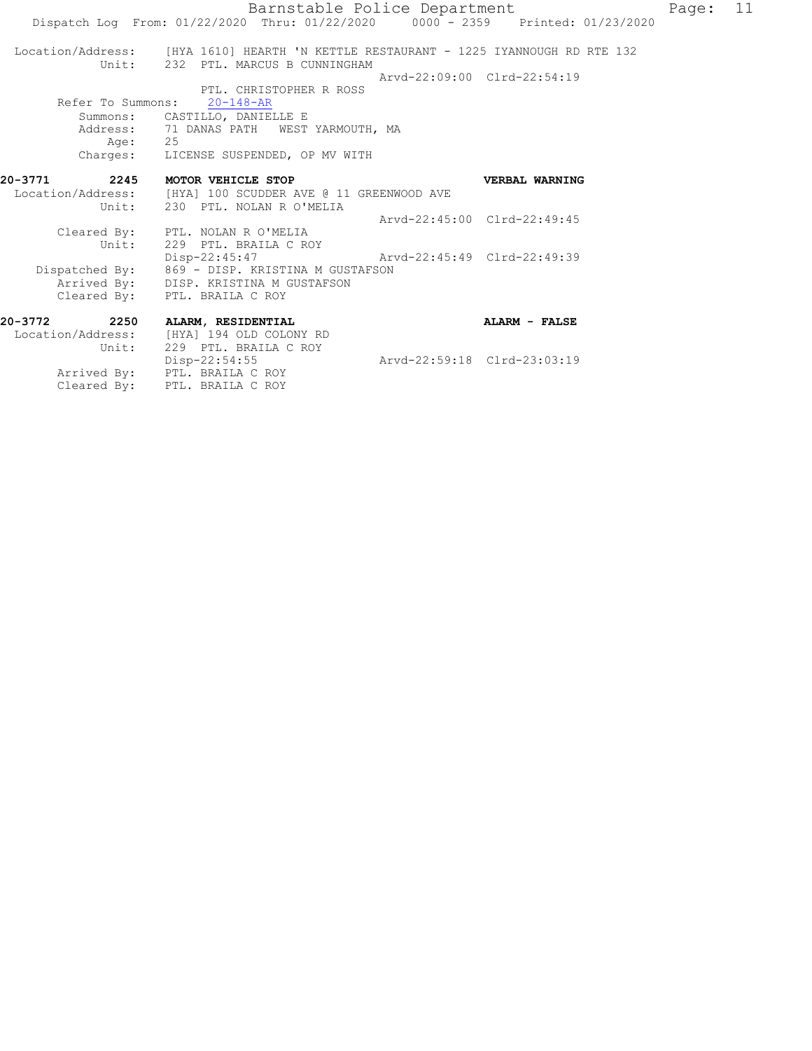```
 Location/Address:    [HYA 1610] HEARTH 'N KETTLE RESTAURANT - 1225 IYANNOUGH RD RTE 132
            Unit:     232  PTL. MARCUS B CUNNINGHAM
                                                   Arvd-22:09:00  Clrd-22:54:19
                           PTL. CHRISTOPHER R ROSS
       Refer To Summons:    20-148-AR
           Summons:   CASTILLO, DANIELLE E
           Address:   71 DANAS PATH   WEST YARMOUTH, MA
               Age:   25
           Charges:   LICENSE SUSPENDED, OP MV WITH

20-3771        2245   MOTOR VEHICLE STOP                             VERBAL WARNING
 Location/Address:    [HYA] 100 SCUDDER AVE @ 11 GREENWOOD AVE
            Unit:     230  PTL. NOLAN R O'MELIA
                                                   Arvd-22:45:00  Clrd-22:49:45
        Cleared By:   PTL. NOLAN R O'MELIA
            Unit:     229  PTL. BRAILA C ROY
                      Disp-22:45:47                Arvd-22:45:49  Clrd-22:49:39
     Dispatched By:   869 - DISP. KRISTINA M GUSTAFSON
        Arrived By:   DISP. KRISTINA M GUSTAFSON
        Cleared By:   PTL. BRAILA C ROY

20-3772        2250   ALARM, RESIDENTIAL                             ALARM - FALSE
 Location/Address:    [HYA] 194 OLD COLONY RD
            Unit:     229  PTL. BRAILA C ROY
                      Disp-22:54:55                Arvd-22:59:18  Clrd-23:03:19
        Arrived By:   PTL. BRAILA C ROY
        Cleared By:   PTL. BRAILA C ROY
```